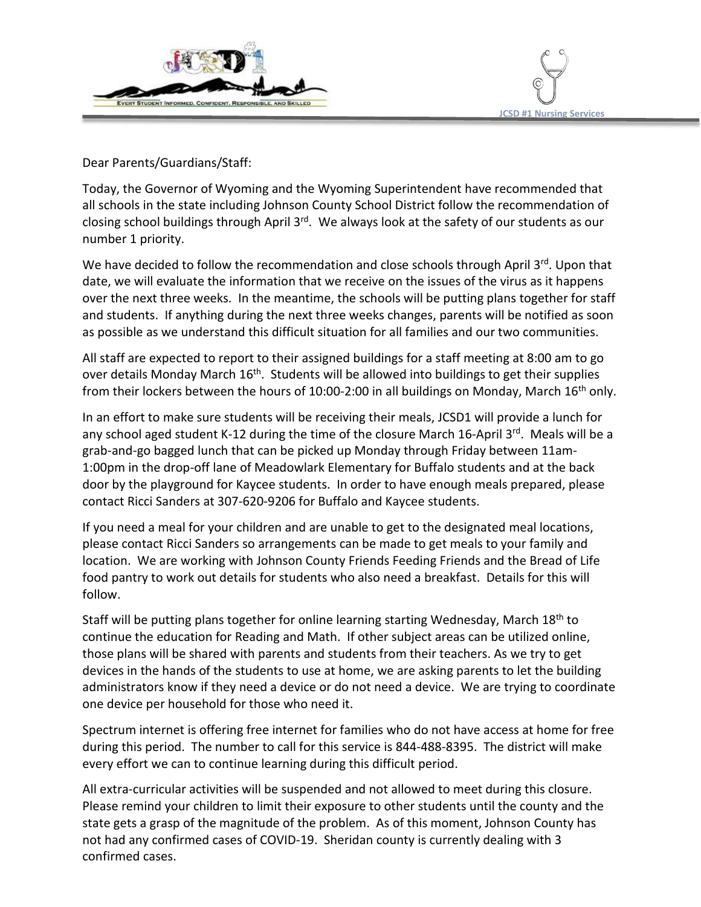EVERY STUDENT INFORMED, CONFIDENT, RESPONSIBLE, AND SKILLED

JCSD #1 Nursing Services

Dear Parents/Guardians/Staff:

Today, the Governor of Wyoming and the Wyoming Superintendent have recommended that all schools in the state including Johnson County School District follow the recommendation of closing school buildings through April 3rd. We always look at the safety of our students as our number 1 priority.

We have decided to follow the recommendation and close schools through April 3rd. Upon that date, we will evaluate the information that we receive on the issues of the virus as it happens over the next three weeks. In the meantime, the schools will be putting plans together for staff and students. If anything during the next three weeks changes, parents will be notified as soon as possible as we understand this difficult situation for all families and our two communities.

All staff are expected to report to their assigned buildings for a staff meeting at 8:00 am to go over details Monday March 16th. Students will be allowed into buildings to get their supplies from their lockers between the hours of 10:00-2:00 in all buildings on Monday, March 16th only.

In an effort to make sure students will be receiving their meals, JCSD1 will provide a lunch for any school aged student K-12 during the time of the closure March 16-April 3rd. Meals will be a grab-and-go bagged lunch that can be picked up Monday through Friday between 11am-1:00pm in the drop-off lane of Meadowlark Elementary for Buffalo students and at the back door by the playground for Kaycee students. In order to have enough meals prepared, please contact Ricci Sanders at 307-620-9206 for Buffalo and Kaycee students.

If you need a meal for your children and are unable to get to the designated meal locations, please contact Ricci Sanders so arrangements can be made to get meals to your family and location. We are working with Johnson County Friends Feeding Friends and the Bread of Life food pantry to work out details for students who also need a breakfast. Details for this will follow.

Staff will be putting plans together for online learning starting Wednesday, March 18th to continue the education for Reading and Math. If other subject areas can be utilized online, those plans will be shared with parents and students from their teachers. As we try to get devices in the hands of the students to use at home, we are asking parents to let the building administrators know if they need a device or do not need a device. We are trying to coordinate one device per household for those who need it.

Spectrum internet is offering free internet for families who do not have access at home for free during this period. The number to call for this service is 844-488-8395. The district will make every effort we can to continue learning during this difficult period.

All extra-curricular activities will be suspended and not allowed to meet during this closure. Please remind your children to limit their exposure to other students until the county and the state gets a grasp of the magnitude of the problem. As of this moment, Johnson County has not had any confirmed cases of COVID-19. Sheridan county is currently dealing with 3 confirmed cases.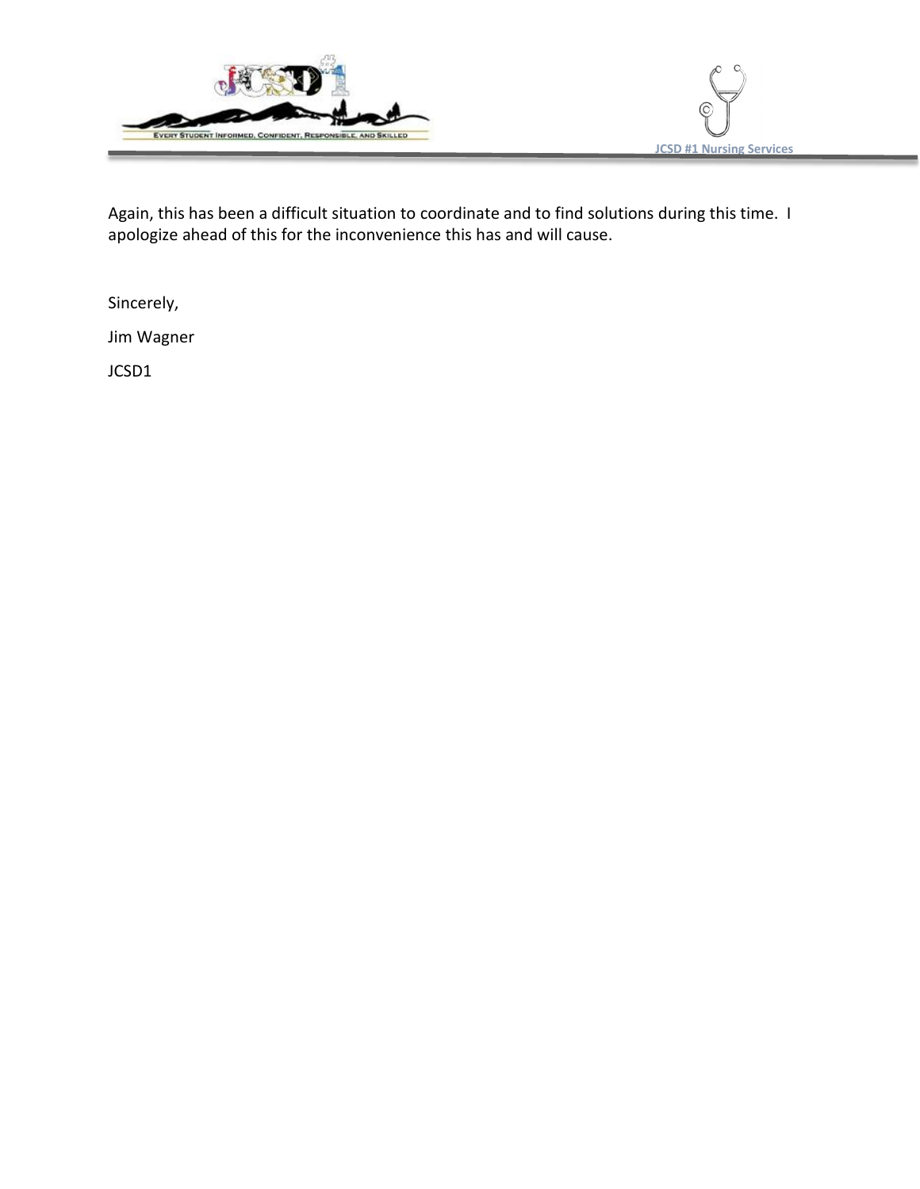Again, this has been a difficult situation to coordinate and to find solutions during this time. I apologize ahead of this for the inconvenience this has and will cause.

Sincerely,

Jim Wagner

JCSD1